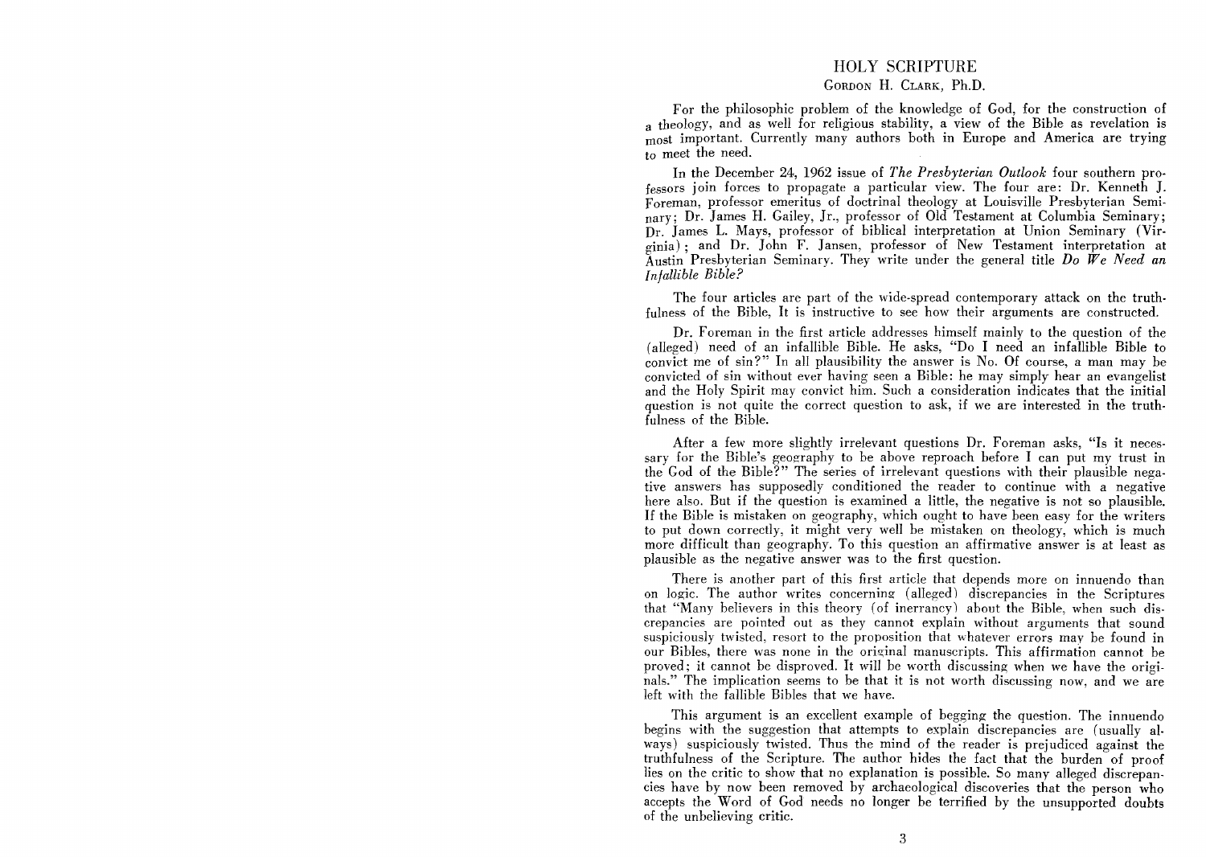# HOLY SCRIPTURE

GORDON H. CLARK, Ph.D.

For the philosophic problem of the knowledge of God, for the construction of a theology, and as well for religious stability, a view of the Bible as revelation is most important. Currently many authors both in Europe and America are trying to meet the need.

In the December 24, 1962 issue of *The Presbyterian Outlook* four southern professors join forces to propagate a particular view. The four are: Dr. Kenneth J. Foreman, professor emeritus of doctrinal theology at Louisville Presbyterian Seminary; Dr. James H. Gailey, Jr., professor of Old Testament at Columbia Seminary; Dr. James L. Mays, professor of biblical interpretation at Union Seminary (Virginia); and Dr. John F. Jansen, professor of New Testament interpretation at Austin Presbyterian Seminary. They write under the general title *Do We Need an Infallible Bible?*

The four articles are part of the wide-spread contemporary attack on the truthfulness of the Bible, It is instructive to see how their arguments are constructed.

Dr. Foreman in the first article addresses himself mainly to the question of the (alleged) need of an infallible Bible. He asks, "Do I need an infallible Bible to convict me of sin?" In all plausibility the answer is No. Of course, a man may be convicted of sin without ever having seen a Bible: he may simply hear an evangelist and the Holy Spirit may convict him. Such a consideration indicates that the initial question is not quite the correct question to ask, if we are interested in the truthfulness of the Bible.

After a few more slightly irrelevant questions Dr. Foreman asks, "Is it necessary for the Bible's geography to be above reproach before I can put my trust in the God of the Bible?" The series of irrelevant questions with their plausible negative answers has supposedly conditioned the reader to continue with a negative here also. But if the question is examined a little, the negative is not so plausible. If the Bible is mistaken on geography, which ought to have been easy for the writers to put down correctly, it might very well be mistaken on theology, which is much more difficult than geography. To this question an affirmative answer is at least as plausible as the negative answer was to the first question.

There is another part of this first article that depends more on innuendo than on logic. The author writes concerning (alleged) discrepancies in the Scriptures that "Many believers in this theory (of inerrancy) about the Bible, when such discrepancies are pointed out as they cannot explain without arguments that sound suspiciously twisted, resort to the proposition that whatever errors may be found in our Bibles, there was none in the original manuscripts. This affirmation cannot be proved; it cannot be disproved. It will be worth discussing when we have the originals." The implication seems to be that it is not worth discussing now, and we are left with the fallible Bibles that we have.

This argument is an excellent example of begging the question. The innuendo begins with the suggestion that attempts to explain discrepancies are (usually always) suspiciously twisted. Thus the mind of the reader is prejudiced against the truthfulness of the Scripture. The author hides the fact that the burden of proof lies on the critic to show that no explanation is possible. So many alleged discrepancies have by now been removed by archaeological discoveries that the person who accepts the Word of God needs no longer be terrified by the unsupported doubts of the unbelieving critic.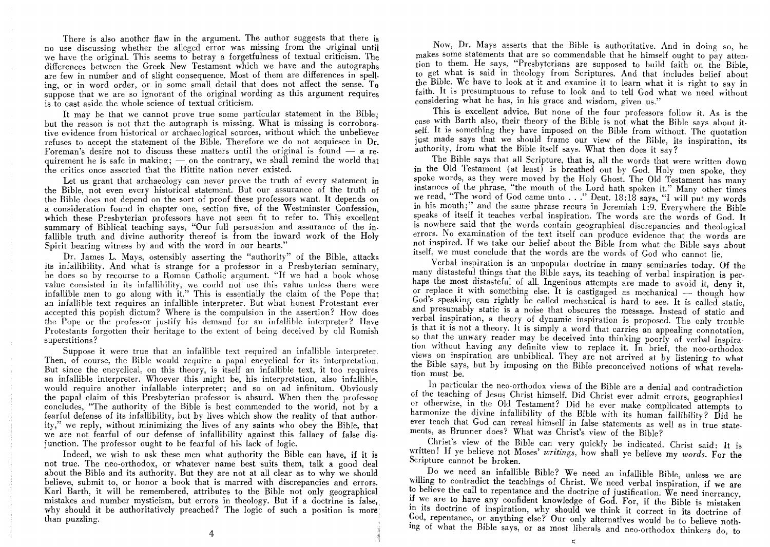There is also another flaw in the argument. The author suggests that there is no use discussing whether the alleged error was missing from the original until we have the original. This seems to betray a forgetfulness of textual criticism. The differences between the Greek New Testament which we have and the autographs are few in number and of slight consequence. Most of them are differences in spelling, or in word order, or in some small detail that does not affect the sense. To suppose that we are so ignorant of the original wording as this argument requires is to cast aside the whole science of textual criticism.

It may be that we cannot prove true some particular statement in the Bible; but the reason is not that the autograph is missing. What is missing is corroborative evidence from historical or archaeological sources, without which the unbeliever refuses to accept the statement of the Bible. Therefore we do not acquiesce in Dr. Foreman's desire not to discuss these matters until the original is found — a requirement he is safe in making; — on the contrary, we shall remind the world that the critics once asserted that the Hittite nation never existed.

Let us grant that archaeology can never prove the truth of every statement in the Bible, not even every historical statement. But our assurance of the truth of the Bible does not depend on the sort of proof these professors want. It depends on a consideration found in chapter one, section five, of the Westminster Confession, which these Presbyterian professors have not seen fit to refer to. This excellent summary of Biblical teaching says, "Our full persuasion and assurance of the infallible truth and divine authority thereof is from the inward work of the Holy Spirit bearing witness by and with the word in our hearts."

Dr. James L. Mays, ostensibly asserting the "authority" of the Bible, attacks its infallibility. And what is strange for a professor in a Presbyterian seminary, he does so by recourse to a Roman Catholic argument. "If we had a book whose value consisted in its infallibility, we could not use this value unless there were infallible men to go along with it." This is essentially the claim of the Pope that an infallible text requires an infallible interpreter. But what honest Protestant ever accepted this popish dictum? Where is the compulsion in the assertion? How does the Pope or the professor justify his demand for an infallible interpreter? Have Protestants forgotten their heritage to the extent of being deceived by old Romish superstitions?

Suppose it were true that an infallible text required an infallible interpreter. Then, of course, the Bible would require a papal encyclical for its interpretation. But since the encyclical, on this theory, is itself an infallible text, it too requires an infallible interpreter. Whoever this might be, his interpretation, also infallible, would require another infallable interpreter; and so on ad infinitum. Obviously the papal claim of this Presbyterian professor is absurd. When then the professor concludes, "The authority of the Bible is best commended to the world, not by a fearful defense of its infallibility, but by lives which show the reality of that authority," we reply, without minimizing the lives of any saints who obey the Bible, that we are not fearful of our defense of infallibility against this fallacy of false disjunction. The professor ought to be fearful of his lack of logic.

Indeed, we wish to ask these men what authority the Bible can have, if it is not true. The neo-orthodox, or whatever name best suits them, talk a good deal about the Bible and its authority. But they are not at all clear as to why we should believe, submit to, or honor a book that is marred with discrepancies and errors. Karl Barth, it will be remembered, attributes to the Bible not only geographical mistakes and number mysticism, but errors in theology. But if a doctrine is false, why should it be authoritatively preached? The logic of such a position is more than puzzling.

Now, Dr. Mays asserts that the Bible is authoritative. And in doing so, he makes some statements that are so commendable that he himself ought to pay attention to them. He says, "Presbyterians are supposed to build faith on the Bible, to get what is said in theology from Scriptures. And that includes belief about the Bible. We have to look at it and examine it to learn what it is right to say in faith. It is presumptuous to refuse to look and to tell God what we need without considering what he has, in his grace and wisdom, given us."

This is excellent advice. But none of the four professors follow it. As is the case with Barth also, their theory of the Bible is not what the Bible says about itself. It is something they have imposed on the Bible from without. The quotation just made says that we should frame our view of the Bible, its inspiration, its authority, from what the Bible itself says. What then does it say?

The Bible says that all Scripture, that is, all the words that were written down in the Old Testament (at least) is breathed out by God. Holy men spoke, they spoke words, as they were moved by the Holy Ghost. The Old Testament has many instances of the phrase, "the mouth of the Lord hath spoken it." Many other times we read, "The word of God came unto . . ." Deut. 18:18 says, "I will put my words in his mouth;" and the same phrase recurs in Jeremiah 1:9. Everywhere the Bible speaks of itself it teaches verbal inspiration. The words are the words of God. It is nowhere said that the words contain geographical discrepancies and theological errors. No examination of the text itself can produce evidence that the words are not inspired. If we take our belief about the Bible from what the Bible says about itself, we must conclude that the words are the words of God who cannot lie.

Verbal inspiration is an unpopular doctrine in many seminaries today. Of the many distasteful things that the Bible says, its teaching of verbal inspiration is perhaps the most distasteful of all. Ingenious attempts are made to avoid it, deny it, or replace it with something else. It is castigaged as mechanical — though how God's speaking can rightly be called mechanical is hard to see. It is called static, and presumably static is a noise that obscures the message. Instead of static and verbal inspiration, a theory of dynamic inspiration is proposed. The only trouble is that it is not a theory. It is simply a word that carries an appealing connotation, so that the unwary reader may be deceived into thinking poorly of verbal inspiration without having any definite view to replace it. In brief, the neo-orthodox views on inspiration are unbiblical. They are not arrived at by listening to what the Bible says, but by imposing on the Bible preconceived notions of what revelation must be.

In particular the neo-orthodox views of the Bible are a denial and contradiction of the teaching of Jesus Christ himself. Did Christ ever admit errors, geographical or otherwise, in the Old Testament? Did he ever make complicated attempts to harmonize the divine infallibility of the Bible with its human fallibility? Did he ever teach that God can reveal himself in false statements as well as in true statements, as Brunner does? What was Christ's view of the Bible?

Christ's view of the Bible can very quickly be indicated. Christ said: It is written! If ye believe not Moses' *writings*, how shall ye believe my *words*. For the Scripture cannot be broken.

Do we need an infallible Bible? We need an infallible Bible, unless we are willing to contradict the teachings of Christ. We need verbal inspiration, if we are to believe the call to repentance and the doctrine of justification. We need inerrancy, if we are to have any confident knowledge of God. For, if the Bible is mistaken in its doctrine of inspiration, why should we think it correct in its doctrine of God, repentance, or anything else? Our only alternatives would be to believe nothing of what the Bible says, or as most liberals and neo-orthodox thinkers do, to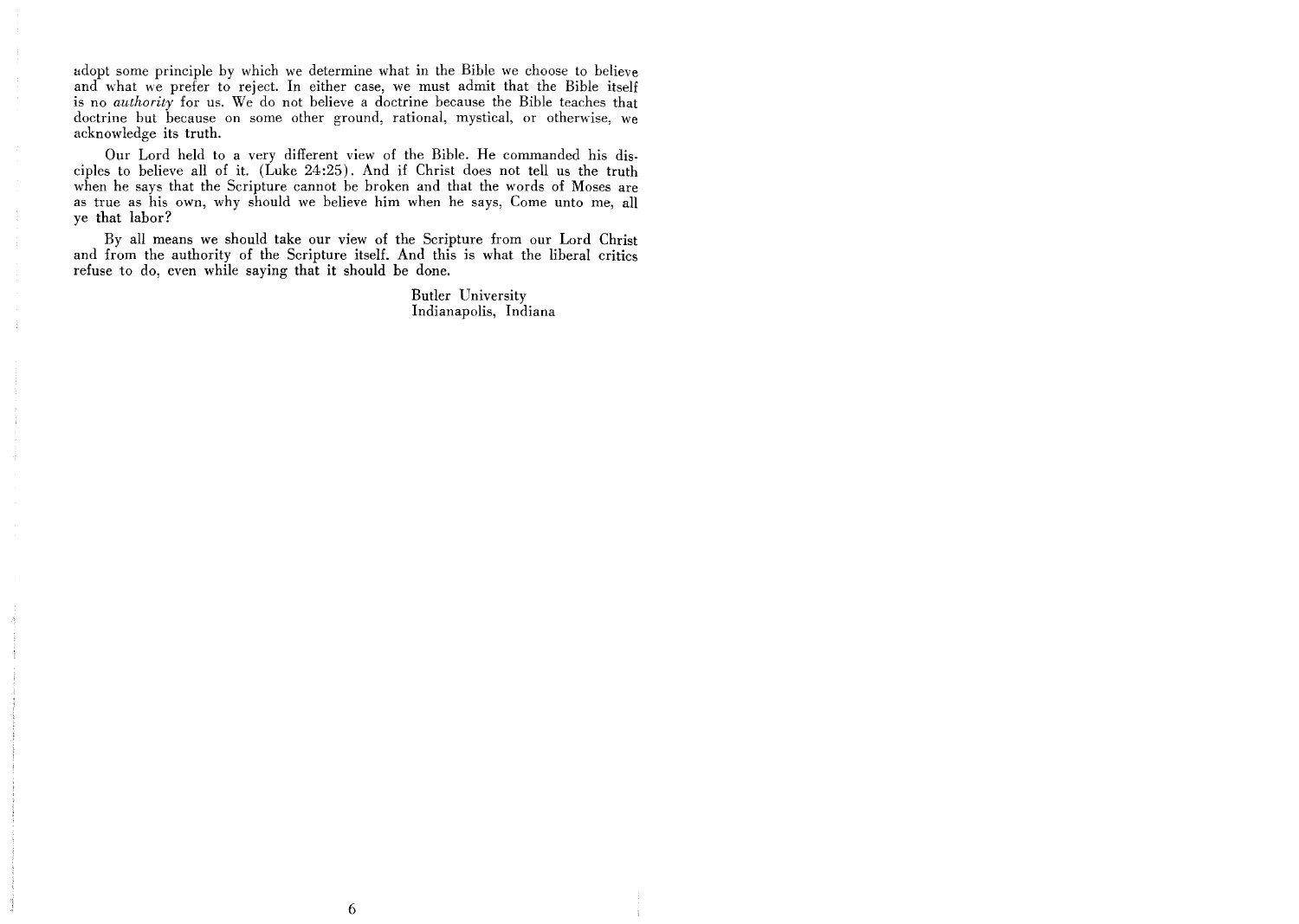adopt some principle by which we determine what in the Bible we choose to believe and what we prefer to reject. In either case, we must admit that the Bible itself is no *authority* for us. We do not believe a doctrine because the Bible teaches that doctrine but because on some other ground, rational, mystical, or otherwise, we acknowledge its truth.

Our Lord held to a very different view of the Bible. He commanded his disciples to believe all of it. (Luke 24:25). And if Christ does not tell us the truth when he says that the Scripture cannot be broken and that the words of Moses are as true as his own, why should we believe him when he says, Come unto me, all ye that labor?

By all means we should take our view of the Scripture from our Lord Christ and from the authority of the Scripture itself. And this is what the liberal critics refuse to do, even while saying that it should be done.

Butler University
Indianapolis, Indiana